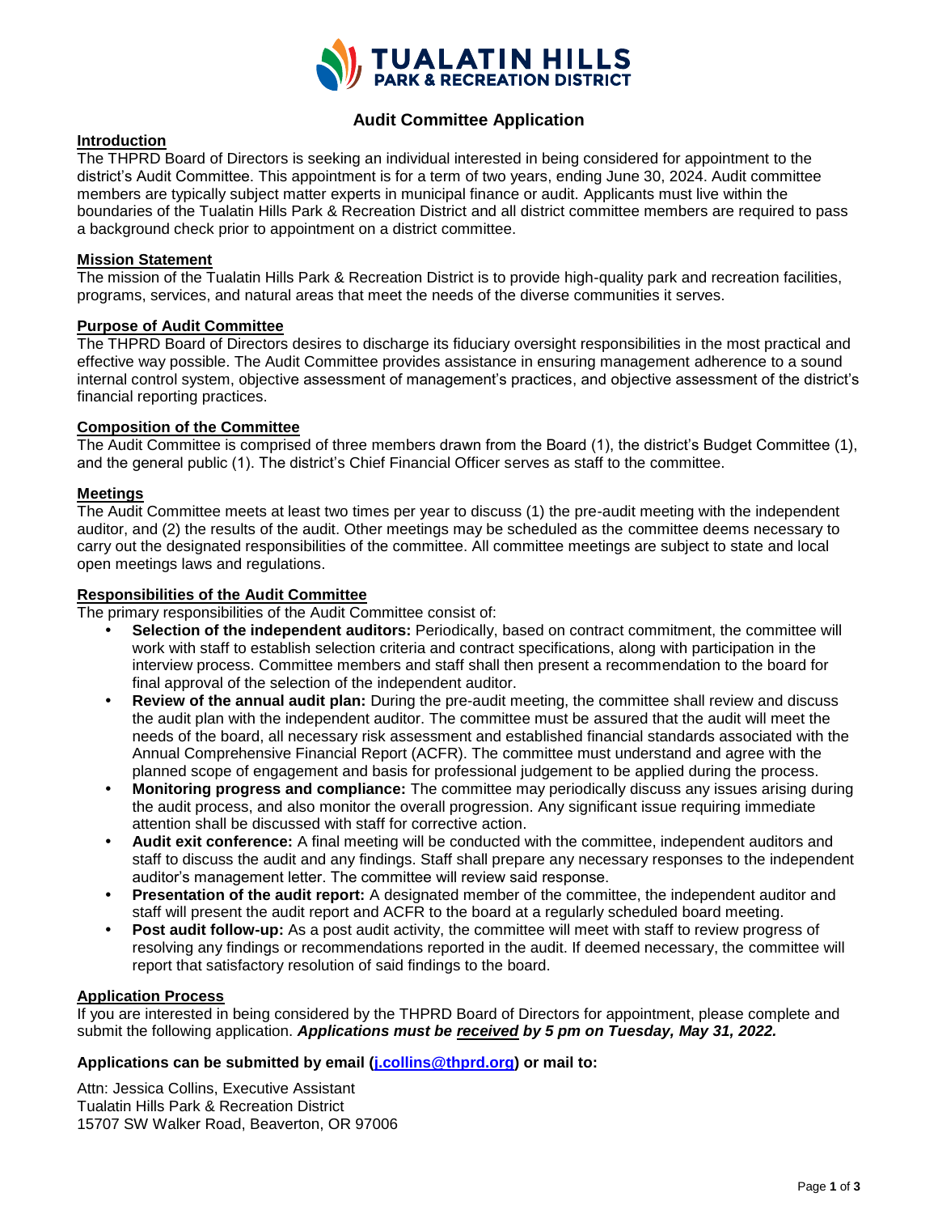TUALATIN HILLS
PARK & RECREATION DISTRICT

# Audit Committee Application

## Introduction

The THPRD Board of Directors is seeking an individual interested in being considered for appointment to the district's Audit Committee. This appointment is for a term of two years, ending June 30, 2024. Audit committee members are typically subject matter experts in municipal finance or audit. Applicants must live within the boundaries of the Tualatin Hills Park & Recreation District and all district committee members are required to pass a background check prior to appointment on a district committee.

## Mission Statement

The mission of the Tualatin Hills Park & Recreation District is to provide high-quality park and recreation facilities, programs, services, and natural areas that meet the needs of the diverse communities it serves.

## Purpose of Audit Committee

The THPRD Board of Directors desires to discharge its fiduciary oversight responsibilities in the most practical and effective way possible. The Audit Committee provides assistance in ensuring management adherence to a sound internal control system, objective assessment of management's practices, and objective assessment of the district's financial reporting practices.

## Composition of the Committee

The Audit Committee is comprised of three members drawn from the Board (1), the district's Budget Committee (1), and the general public (1). The district's Chief Financial Officer serves as staff to the committee.

## Meetings

The Audit Committee meets at least two times per year to discuss (1) the pre-audit meeting with the independent auditor, and (2) the results of the audit. Other meetings may be scheduled as the committee deems necessary to carry out the designated responsibilities of the committee. All committee meetings are subject to state and local open meetings laws and regulations.

## Responsibilities of the Audit Committee

The primary responsibilities of the Audit Committee consist of:

- **Selection of the independent auditors:** Periodically, based on contract commitment, the committee will work with staff to establish selection criteria and contract specifications, along with participation in the interview process. Committee members and staff shall then present a recommendation to the board for final approval of the selection of the independent auditor.
- **Review of the annual audit plan:** During the pre-audit meeting, the committee shall review and discuss the audit plan with the independent auditor. The committee must be assured that the audit will meet the needs of the board, all necessary risk assessment and established financial standards associated with the Annual Comprehensive Financial Report (ACFR). The committee must understand and agree with the planned scope of engagement and basis for professional judgement to be applied during the process.
- **Monitoring progress and compliance:** The committee may periodically discuss any issues arising during the audit process, and also monitor the overall progression. Any significant issue requiring immediate attention shall be discussed with staff for corrective action.
- **Audit exit conference:** A final meeting will be conducted with the committee, independent auditors and staff to discuss the audit and any findings. Staff shall prepare any necessary responses to the independent auditor's management letter. The committee will review said response.
- **Presentation of the audit report:** A designated member of the committee, the independent auditor and staff will present the audit report and ACFR to the board at a regularly scheduled board meeting.
- **Post audit follow-up:** As a post audit activity, the committee will meet with staff to review progress of resolving any findings or recommendations reported in the audit. If deemed necessary, the committee will report that satisfactory resolution of said findings to the board.

## Application Process

If you are interested in being considered by the THPRD Board of Directors for appointment, please complete and submit the following application. ***Applications must be received by 5 pm on Tuesday, May 31, 2022.***

**Applications can be submitted by email (j.collins@thprd.org) or mail to:**

Attn: Jessica Collins, Executive Assistant
Tualatin Hills Park & Recreation District
15707 SW Walker Road, Beaverton, OR 97006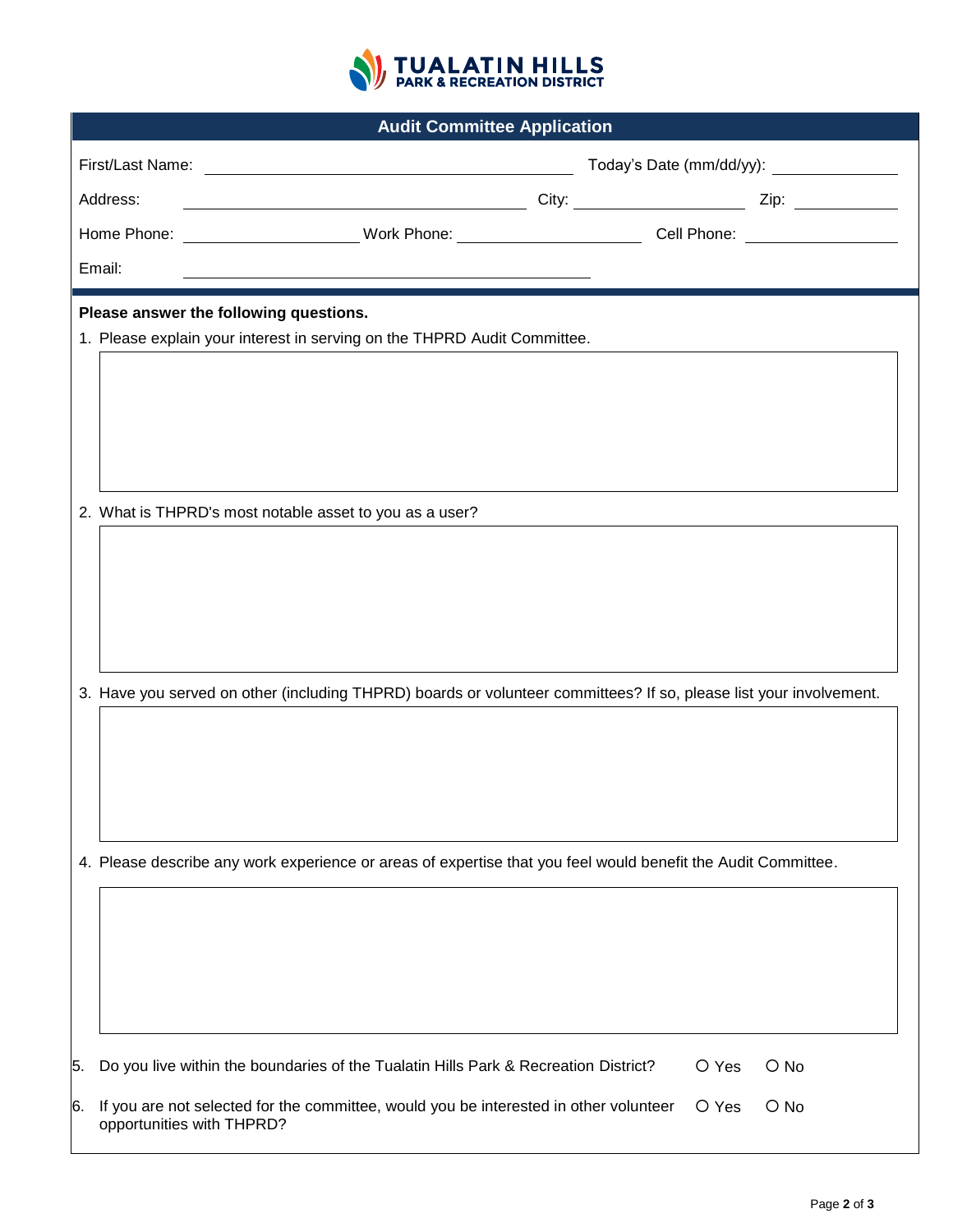# TUALATIN HILLS PARK & RECREATION DISTRICT

## Audit Committee Application

First/Last Name: ______________________ Today's Date (mm/dd/yy): __________

Address: ______________________ City: __________ Zip: __________

Home Phone: __________ Work Phone: __________ Cell Phone: __________

Email: ______________________

**Please answer the following questions.**

1. Please explain your interest in serving on the THPRD Audit Committee.

2. What is THPRD's most notable asset to you as a user?

3. Have you served on other (including THPRD) boards or volunteer committees? If so, please list your involvement.

4. Please describe any work experience or areas of expertise that you feel would benefit the Audit Committee.

5. Do you live within the boundaries of the Tualatin Hills Park & Recreation District? ○ Yes ○ No

6. If you are not selected for the committee, would you be interested in other volunteer opportunities with THPRD? ○ Yes ○ No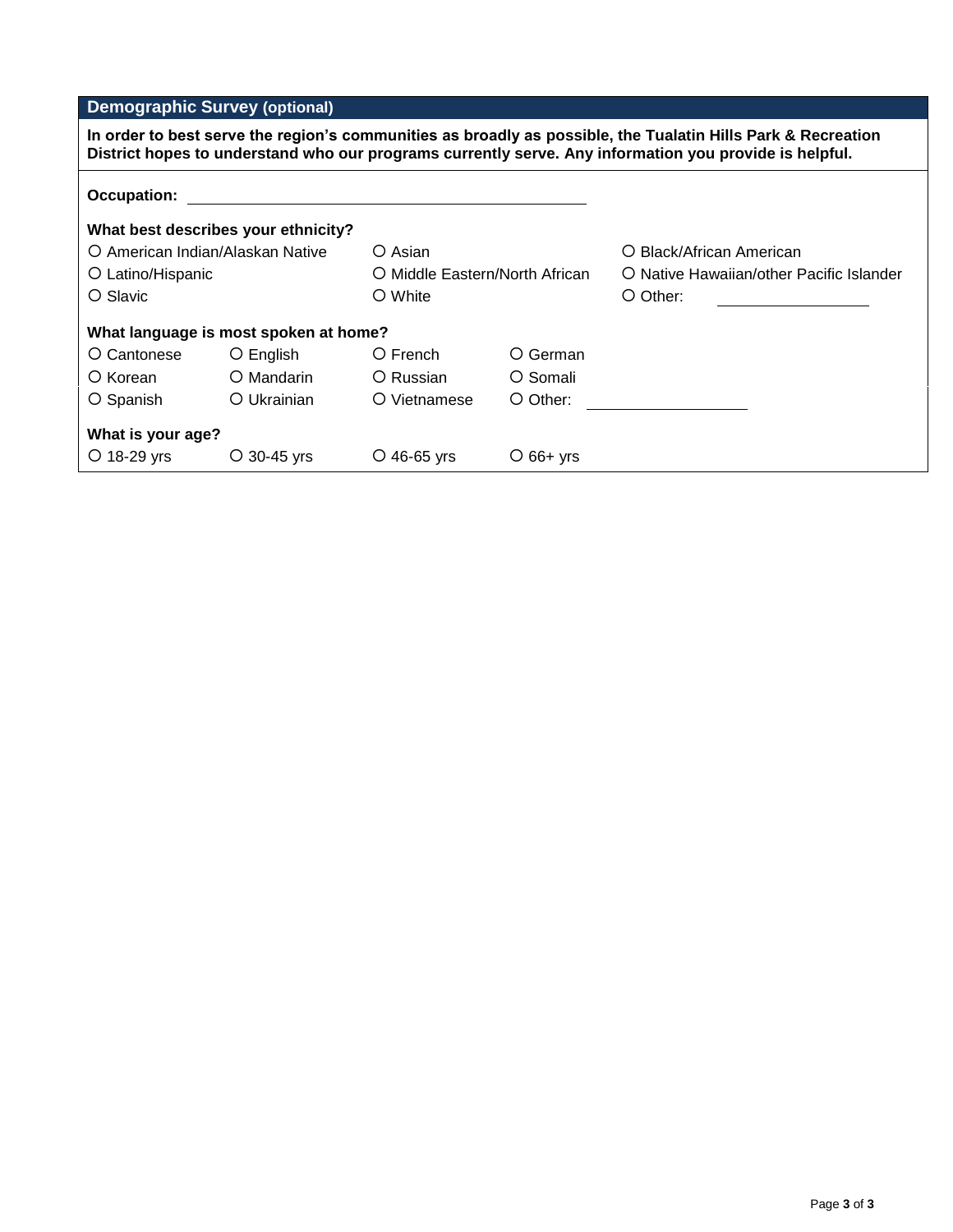## Demographic Survey (optional)

**In order to best serve the region's communities as broadly as possible, the Tualatin Hills Park & Recreation District hopes to understand who our programs currently serve. Any information you provide is helpful.**

**Occupation:** ______________________________

**What best describes your ethnicity?**

- ○ American Indian/Alaskan Native
- ○ Asian
- ○ Black/African American
- ○ Latino/Hispanic
- ○ Middle Eastern/North African
- ○ Native Hawaiian/other Pacific Islander
- ○ Slavic
- ○ White
- ○ Other: ______________

**What language is most spoken at home?**

- ○ Cantonese
- ○ English
- ○ French
- ○ German
- ○ Korean
- ○ Mandarin
- ○ Russian
- ○ Somali
- ○ Spanish
- ○ Ukrainian
- ○ Vietnamese
- ○ Other: ______________

**What is your age?**

- ○ 18-29 yrs
- ○ 30-45 yrs
- ○ 46-65 yrs
- ○ 66+ yrs